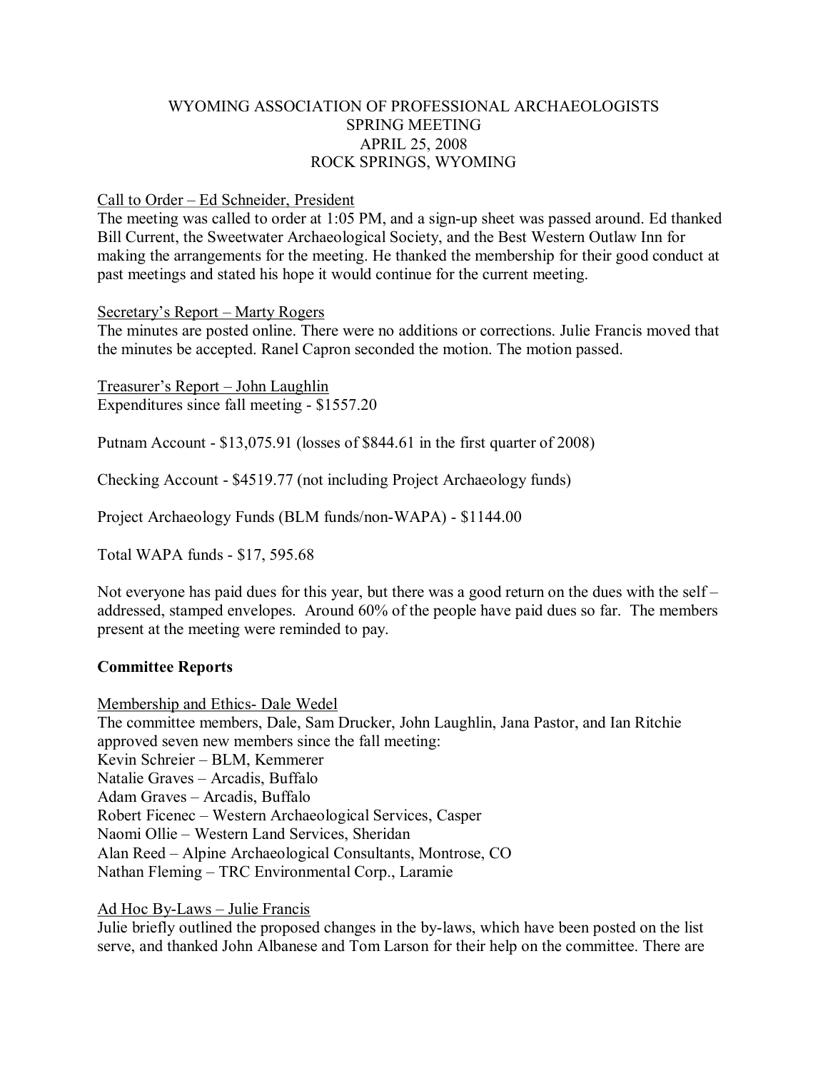# WYOMING ASSOCIATION OF PROFESSIONAL ARCHAEOLOGISTS
## SPRING MEETING
## APRIL 25, 2008
## ROCK SPRINGS, WYOMING

Call to Order – Ed Schneider, President

The meeting was called to order at 1:05 PM, and a sign-up sheet was passed around. Ed thanked Bill Current, the Sweetwater Archaeological Society, and the Best Western Outlaw Inn for making the arrangements for the meeting. He thanked the membership for their good conduct at past meetings and stated his hope it would continue for the current meeting.

Secretary's Report – Marty Rogers

The minutes are posted online. There were no additions or corrections. Julie Francis moved that the minutes be accepted. Ranel Capron seconded the motion. The motion passed.

Treasurer's Report – John Laughlin

Expenditures since fall meeting - $1557.20

Putnam Account - $13,075.91 (losses of $844.61 in the first quarter of 2008)

Checking Account - $4519.77 (not including Project Archaeology funds)

Project Archaeology Funds (BLM funds/non-WAPA) - $1144.00

Total WAPA funds - $17, 595.68

Not everyone has paid dues for this year, but there was a good return on the dues with the self – addressed, stamped envelopes. Around 60% of the people have paid dues so far. The members present at the meeting were reminded to pay.

**Committee Reports**

Membership and Ethics- Dale Wedel

The committee members, Dale, Sam Drucker, John Laughlin, Jana Pastor, and Ian Ritchie approved seven new members since the fall meeting:

Kevin Schreier – BLM, Kemmerer
Natalie Graves – Arcadis, Buffalo
Adam Graves – Arcadis, Buffalo
Robert Ficenec – Western Archaeological Services, Casper
Naomi Ollie – Western Land Services, Sheridan
Alan Reed – Alpine Archaeological Consultants, Montrose, CO
Nathan Fleming – TRC Environmental Corp., Laramie

Ad Hoc By-Laws – Julie Francis

Julie briefly outlined the proposed changes in the by-laws, which have been posted on the list serve, and thanked John Albanese and Tom Larson for their help on the committee. There are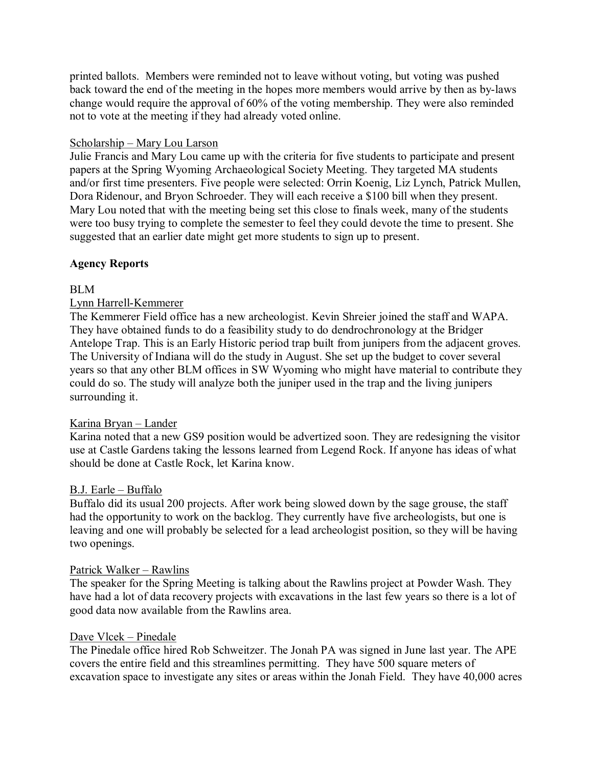printed ballots. Members were reminded not to leave without voting, but voting was pushed back toward the end of the meeting in the hopes more members would arrive by then as by-laws change would require the approval of 60% of the voting membership. They were also reminded not to vote at the meeting if they had already voted online.

Scholarship – Mary Lou Larson

Julie Francis and Mary Lou came up with the criteria for five students to participate and present papers at the Spring Wyoming Archaeological Society Meeting. They targeted MA students and/or first time presenters. Five people were selected: Orrin Koenig, Liz Lynch, Patrick Mullen, Dora Ridenour, and Bryon Schroeder. They will each receive a $100 bill when they present. Mary Lou noted that with the meeting being set this close to finals week, many of the students were too busy trying to complete the semester to feel they could devote the time to present. She suggested that an earlier date might get more students to sign up to present.

**Agency Reports**

BLM

Lynn Harrell-Kemmerer

The Kemmerer Field office has a new archeologist. Kevin Shreier joined the staff and WAPA. They have obtained funds to do a feasibility study to do dendrochronology at the Bridger Antelope Trap. This is an Early Historic period trap built from junipers from the adjacent groves. The University of Indiana will do the study in August. She set up the budget to cover several years so that any other BLM offices in SW Wyoming who might have material to contribute they could do so. The study will analyze both the juniper used in the trap and the living junipers surrounding it.

Karina Bryan – Lander

Karina noted that a new GS9 position would be advertized soon. They are redesigning the visitor use at Castle Gardens taking the lessons learned from Legend Rock. If anyone has ideas of what should be done at Castle Rock, let Karina know.

B.J. Earle – Buffalo

Buffalo did its usual 200 projects. After work being slowed down by the sage grouse, the staff had the opportunity to work on the backlog. They currently have five archeologists, but one is leaving and one will probably be selected for a lead archeologist position, so they will be having two openings.

Patrick Walker – Rawlins

The speaker for the Spring Meeting is talking about the Rawlins project at Powder Wash. They have had a lot of data recovery projects with excavations in the last few years so there is a lot of good data now available from the Rawlins area.

Dave Vlcek – Pinedale

The Pinedale office hired Rob Schweitzer. The Jonah PA was signed in June last year. The APE covers the entire field and this streamlines permitting. They have 500 square meters of excavation space to investigate any sites or areas within the Jonah Field. They have 40,000 acres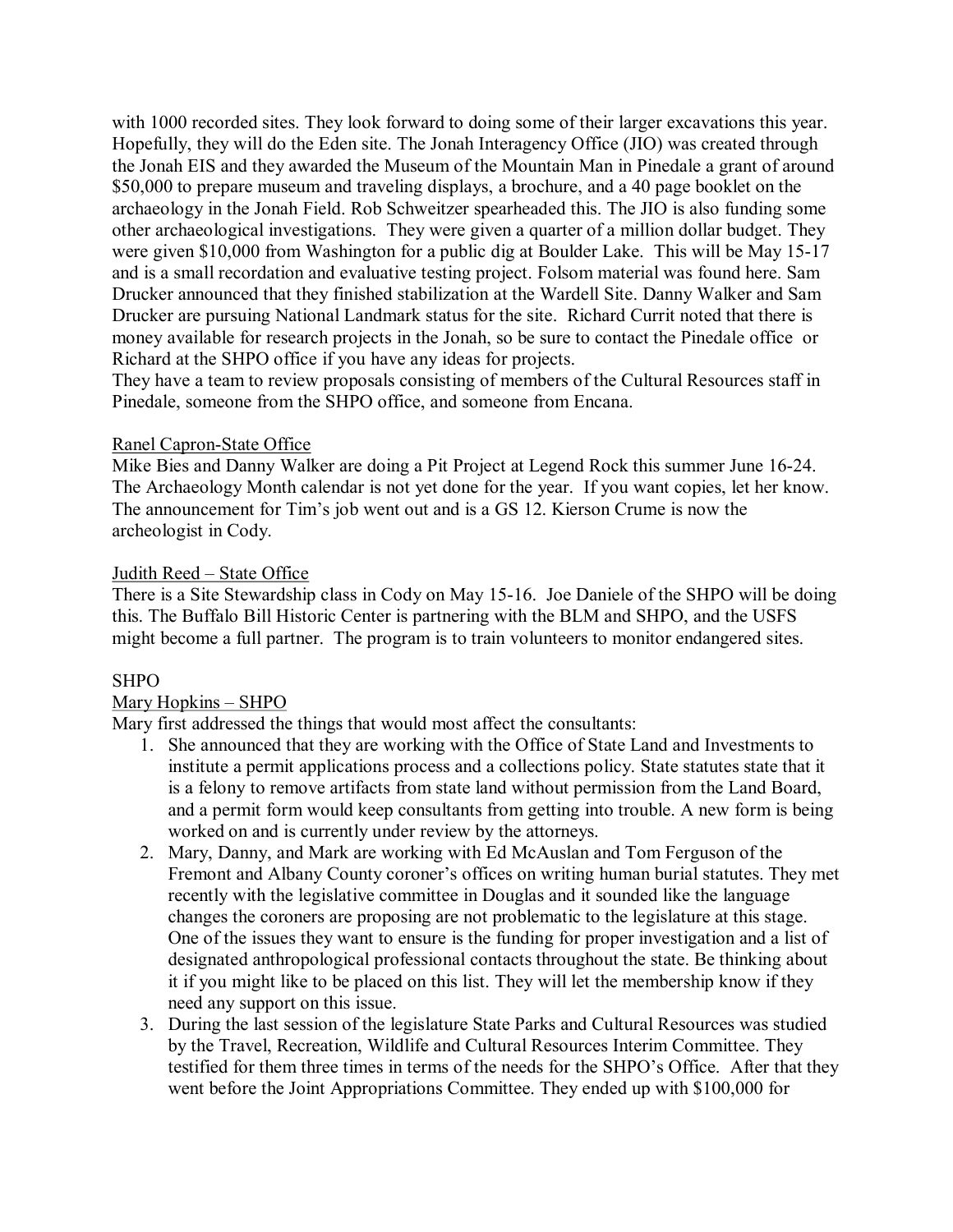with 1000 recorded sites. They look forward to doing some of their larger excavations this year. Hopefully, they will do the Eden site. The Jonah Interagency Office (JIO) was created through the Jonah EIS and they awarded the Museum of the Mountain Man in Pinedale a grant of around $50,000 to prepare museum and traveling displays, a brochure, and a 40 page booklet on the archaeology in the Jonah Field. Rob Schweitzer spearheaded this. The JIO is also funding some other archaeological investigations. They were given a quarter of a million dollar budget. They were given $10,000 from Washington for a public dig at Boulder Lake. This will be May 15-17 and is a small recordation and evaluative testing project. Folsom material was found here. Sam Drucker announced that they finished stabilization at the Wardell Site. Danny Walker and Sam Drucker are pursuing National Landmark status for the site. Richard Currit noted that there is money available for research projects in the Jonah, so be sure to contact the Pinedale office or Richard at the SHPO office if you have any ideas for projects.
They have a team to review proposals consisting of members of the Cultural Resources staff in Pinedale, someone from the SHPO office, and someone from Encana.

Ranel Capron-State Office

Mike Bies and Danny Walker are doing a Pit Project at Legend Rock this summer June 16-24. The Archaeology Month calendar is not yet done for the year. If you want copies, let her know. The announcement for Tim's job went out and is a GS 12. Kierson Crume is now the archeologist in Cody.

Judith Reed – State Office

There is a Site Stewardship class in Cody on May 15-16. Joe Daniele of the SHPO will be doing this. The Buffalo Bill Historic Center is partnering with the BLM and SHPO, and the USFS might become a full partner. The program is to train volunteers to monitor endangered sites.

SHPO

Mary Hopkins – SHPO

Mary first addressed the things that would most affect the consultants:

1. She announced that they are working with the Office of State Land and Investments to institute a permit applications process and a collections policy. State statutes state that it is a felony to remove artifacts from state land without permission from the Land Board, and a permit form would keep consultants from getting into trouble. A new form is being worked on and is currently under review by the attorneys.
2. Mary, Danny, and Mark are working with Ed McAuslan and Tom Ferguson of the Fremont and Albany County coroner's offices on writing human burial statutes. They met recently with the legislative committee in Douglas and it sounded like the language changes the coroners are proposing are not problematic to the legislature at this stage. One of the issues they want to ensure is the funding for proper investigation and a list of designated anthropological professional contacts throughout the state. Be thinking about it if you might like to be placed on this list. They will let the membership know if they need any support on this issue.
3. During the last session of the legislature State Parks and Cultural Resources was studied by the Travel, Recreation, Wildlife and Cultural Resources Interim Committee. They testified for them three times in terms of the needs for the SHPO's Office. After that they went before the Joint Appropriations Committee. They ended up with $100,000 for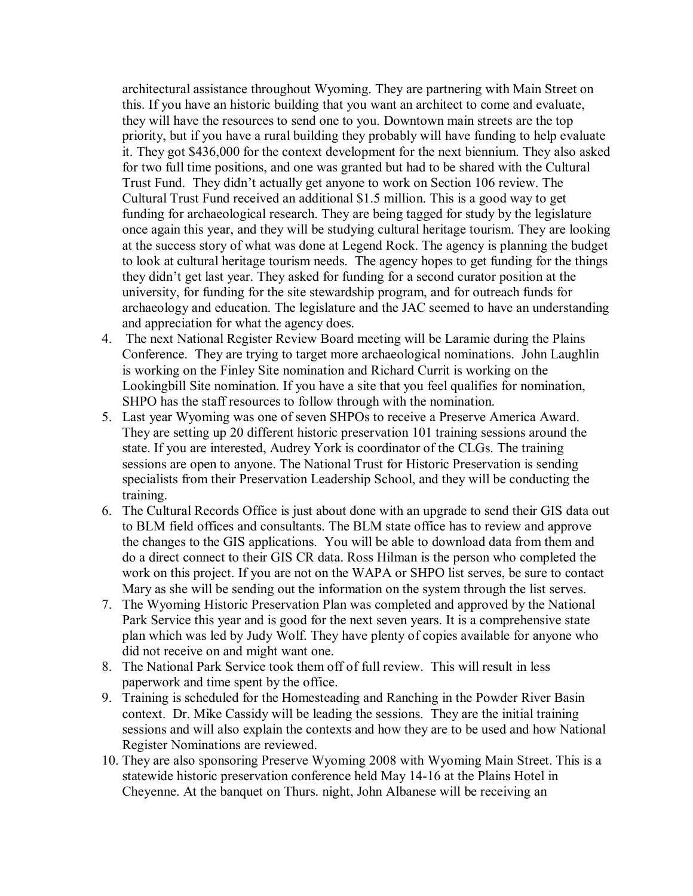architectural assistance throughout Wyoming. They are partnering with Main Street on this. If you have an historic building that you want an architect to come and evaluate, they will have the resources to send one to you. Downtown main streets are the top priority, but if you have a rural building they probably will have funding to help evaluate it. They got $436,000 for the context development for the next biennium. They also asked for two full time positions, and one was granted but had to be shared with the Cultural Trust Fund. They didn't actually get anyone to work on Section 106 review. The Cultural Trust Fund received an additional $1.5 million. This is a good way to get funding for archaeological research. They are being tagged for study by the legislature once again this year, and they will be studying cultural heritage tourism. They are looking at the success story of what was done at Legend Rock. The agency is planning the budget to look at cultural heritage tourism needs. The agency hopes to get funding for the things they didn't get last year. They asked for funding for a second curator position at the university, for funding for the site stewardship program, and for outreach funds for archaeology and education. The legislature and the JAC seemed to have an understanding and appreciation for what the agency does.

4. The next National Register Review Board meeting will be Laramie during the Plains Conference. They are trying to target more archaeological nominations. John Laughlin is working on the Finley Site nomination and Richard Currit is working on the Lookingbill Site nomination. If you have a site that you feel qualifies for nomination, SHPO has the staff resources to follow through with the nomination.
5. Last year Wyoming was one of seven SHPOs to receive a Preserve America Award. They are setting up 20 different historic preservation 101 training sessions around the state. If you are interested, Audrey York is coordinator of the CLGs. The training sessions are open to anyone. The National Trust for Historic Preservation is sending specialists from their Preservation Leadership School, and they will be conducting the training.
6. The Cultural Records Office is just about done with an upgrade to send their GIS data out to BLM field offices and consultants. The BLM state office has to review and approve the changes to the GIS applications. You will be able to download data from them and do a direct connect to their GIS CR data. Ross Hilman is the person who completed the work on this project. If you are not on the WAPA or SHPO list serves, be sure to contact Mary as she will be sending out the information on the system through the list serves.
7. The Wyoming Historic Preservation Plan was completed and approved by the National Park Service this year and is good for the next seven years. It is a comprehensive state plan which was led by Judy Wolf. They have plenty of copies available for anyone who did not receive on and might want one.
8. The National Park Service took them off of full review. This will result in less paperwork and time spent by the office.
9. Training is scheduled for the Homesteading and Ranching in the Powder River Basin context. Dr. Mike Cassidy will be leading the sessions. They are the initial training sessions and will also explain the contexts and how they are to be used and how National Register Nominations are reviewed.
10. They are also sponsoring Preserve Wyoming 2008 with Wyoming Main Street. This is a statewide historic preservation conference held May 14-16 at the Plains Hotel in Cheyenne. At the banquet on Thurs. night, John Albanese will be receiving an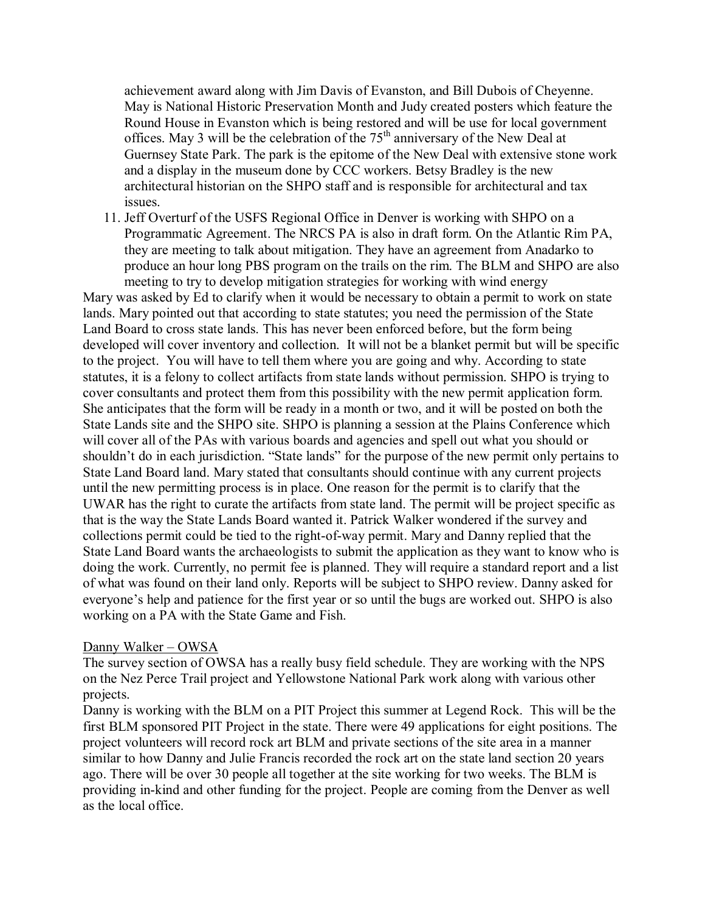achievement award along with Jim Davis of Evanston, and Bill Dubois of Cheyenne. May is National Historic Preservation Month and Judy created posters which feature the Round House in Evanston which is being restored and will be use for local government offices. May 3 will be the celebration of the 75th anniversary of the New Deal at Guernsey State Park. The park is the epitome of the New Deal with extensive stone work and a display in the museum done by CCC workers. Betsy Bradley is the new architectural historian on the SHPO staff and is responsible for architectural and tax issues.

11. Jeff Overturf of the USFS Regional Office in Denver is working with SHPO on a Programmatic Agreement. The NRCS PA is also in draft form. On the Atlantic Rim PA, they are meeting to talk about mitigation. They have an agreement from Anadarko to produce an hour long PBS program on the trails on the rim. The BLM and SHPO are also meeting to try to develop mitigation strategies for working with wind energy

Mary was asked by Ed to clarify when it would be necessary to obtain a permit to work on state lands. Mary pointed out that according to state statutes; you need the permission of the State Land Board to cross state lands. This has never been enforced before, but the form being developed will cover inventory and collection. It will not be a blanket permit but will be specific to the project. You will have to tell them where you are going and why. According to state statutes, it is a felony to collect artifacts from state lands without permission. SHPO is trying to cover consultants and protect them from this possibility with the new permit application form. She anticipates that the form will be ready in a month or two, and it will be posted on both the State Lands site and the SHPO site. SHPO is planning a session at the Plains Conference which will cover all of the PAs with various boards and agencies and spell out what you should or shouldn't do in each jurisdiction. "State lands" for the purpose of the new permit only pertains to State Land Board land. Mary stated that consultants should continue with any current projects until the new permitting process is in place. One reason for the permit is to clarify that the UWAR has the right to curate the artifacts from state land. The permit will be project specific as that is the way the State Lands Board wanted it. Patrick Walker wondered if the survey and collections permit could be tied to the right-of-way permit. Mary and Danny replied that the State Land Board wants the archaeologists to submit the application as they want to know who is doing the work. Currently, no permit fee is planned. They will require a standard report and a list of what was found on their land only. Reports will be subject to SHPO review. Danny asked for everyone's help and patience for the first year or so until the bugs are worked out. SHPO is also working on a PA with the State Game and Fish.

<u>Danny Walker – OWSA</u>

The survey section of OWSA has a really busy field schedule. They are working with the NPS on the Nez Perce Trail project and Yellowstone National Park work along with various other projects.

Danny is working with the BLM on a PIT Project this summer at Legend Rock. This will be the first BLM sponsored PIT Project in the state. There were 49 applications for eight positions. The project volunteers will record rock art BLM and private sections of the site area in a manner similar to how Danny and Julie Francis recorded the rock art on the state land section 20 years ago. There will be over 30 people all together at the site working for two weeks. The BLM is providing in-kind and other funding for the project. People are coming from the Denver as well as the local office.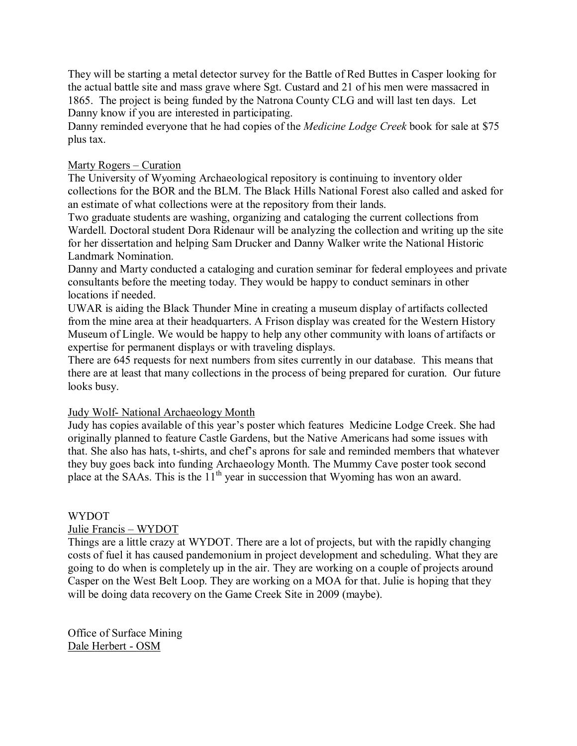They will be starting a metal detector survey for the Battle of Red Buttes in Casper looking for the actual battle site and mass grave where Sgt. Custard and 21 of his men were massacred in 1865. The project is being funded by the Natrona County CLG and will last ten days. Let Danny know if you are interested in participating.

Danny reminded everyone that he had copies of the *Medicine Lodge Creek* book for sale at $75 plus tax.

<u>Marty Rogers – Curation</u>

The University of Wyoming Archaeological repository is continuing to inventory older collections for the BOR and the BLM. The Black Hills National Forest also called and asked for an estimate of what collections were at the repository from their lands.

Two graduate students are washing, organizing and cataloging the current collections from Wardell. Doctoral student Dora Ridenaur will be analyzing the collection and writing up the site for her dissertation and helping Sam Drucker and Danny Walker write the National Historic Landmark Nomination.

Danny and Marty conducted a cataloging and curation seminar for federal employees and private consultants before the meeting today. They would be happy to conduct seminars in other locations if needed.

UWAR is aiding the Black Thunder Mine in creating a museum display of artifacts collected from the mine area at their headquarters. A Frison display was created for the Western History Museum of Lingle. We would be happy to help any other community with loans of artifacts or expertise for permanent displays or with traveling displays.

There are 645 requests for next numbers from sites currently in our database. This means that there are at least that many collections in the process of being prepared for curation. Our future looks busy.

<u>Judy Wolf- National Archaeology Month</u>

Judy has copies available of this year's poster which features Medicine Lodge Creek. She had originally planned to feature Castle Gardens, but the Native Americans had some issues with that. She also has hats, t-shirts, and chef's aprons for sale and reminded members that whatever they buy goes back into funding Archaeology Month. The Mummy Cave poster took second place at the SAAs. This is the 11th year in succession that Wyoming has won an award.

WYDOT

<u>Julie Francis – WYDOT</u>

Things are a little crazy at WYDOT. There are a lot of projects, but with the rapidly changing costs of fuel it has caused pandemonium in project development and scheduling. What they are going to do when is completely up in the air. They are working on a couple of projects around Casper on the West Belt Loop. They are working on a MOA for that. Julie is hoping that they will be doing data recovery on the Game Creek Site in 2009 (maybe).

Office of Surface Mining

<u>Dale Herbert - OSM</u>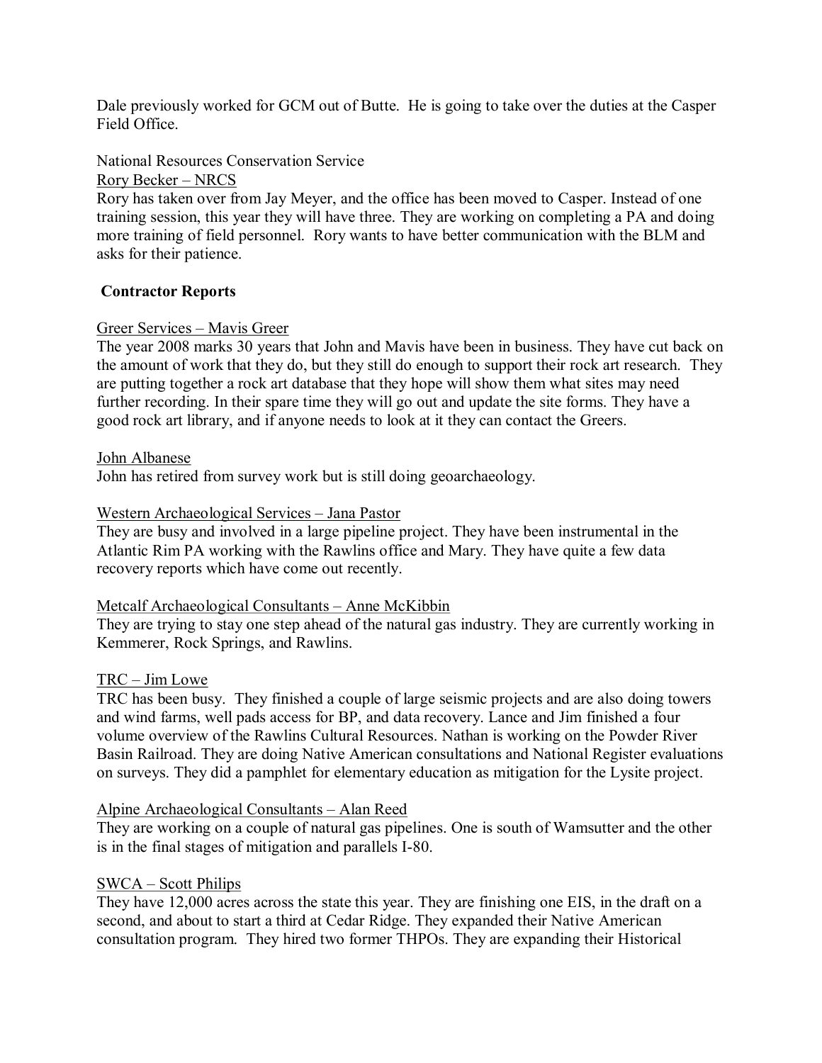Dale previously worked for GCM out of Butte. He is going to take over the duties at the Casper Field Office.

National Resources Conservation Service

Rory Becker – NRCS

Rory has taken over from Jay Meyer, and the office has been moved to Casper. Instead of one training session, this year they will have three. They are working on completing a PA and doing more training of field personnel. Rory wants to have better communication with the BLM and asks for their patience.

**Contractor Reports**

Greer Services – Mavis Greer

The year 2008 marks 30 years that John and Mavis have been in business. They have cut back on the amount of work that they do, but they still do enough to support their rock art research. They are putting together a rock art database that they hope will show them what sites may need further recording. In their spare time they will go out and update the site forms. They have a good rock art library, and if anyone needs to look at it they can contact the Greers.

John Albanese

John has retired from survey work but is still doing geoarchaeology.

Western Archaeological Services – Jana Pastor

They are busy and involved in a large pipeline project. They have been instrumental in the Atlantic Rim PA working with the Rawlins office and Mary. They have quite a few data recovery reports which have come out recently.

Metcalf Archaeological Consultants – Anne McKibbin

They are trying to stay one step ahead of the natural gas industry. They are currently working in Kemmerer, Rock Springs, and Rawlins.

TRC – Jim Lowe

TRC has been busy. They finished a couple of large seismic projects and are also doing towers and wind farms, well pads access for BP, and data recovery. Lance and Jim finished a four volume overview of the Rawlins Cultural Resources. Nathan is working on the Powder River Basin Railroad. They are doing Native American consultations and National Register evaluations on surveys. They did a pamphlet for elementary education as mitigation for the Lysite project.

Alpine Archaeological Consultants – Alan Reed

They are working on a couple of natural gas pipelines. One is south of Wamsutter and the other is in the final stages of mitigation and parallels I-80.

SWCA – Scott Philips

They have 12,000 acres across the state this year. They are finishing one EIS, in the draft on a second, and about to start a third at Cedar Ridge. They expanded their Native American consultation program. They hired two former THPOs. They are expanding their Historical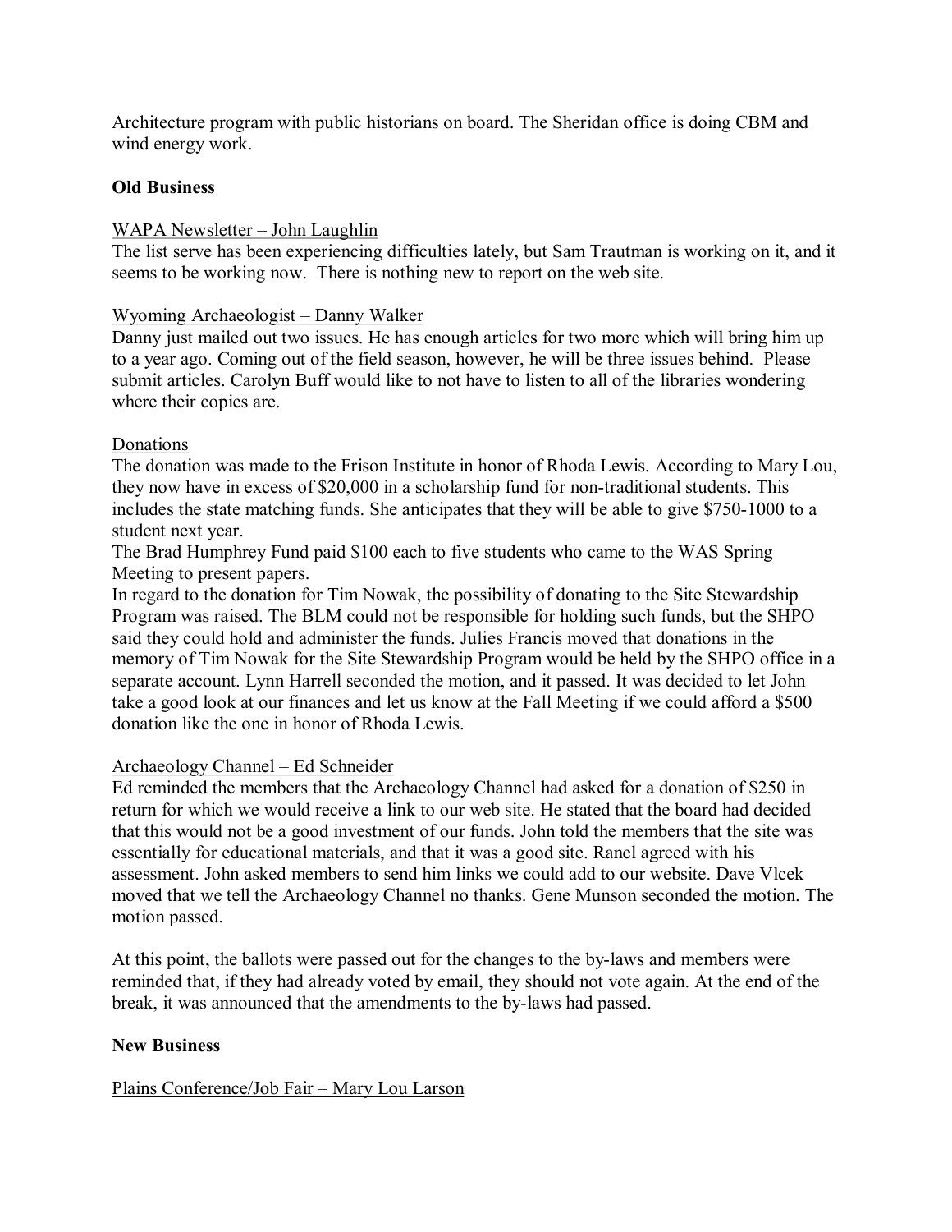Architecture program with public historians on board. The Sheridan office is doing CBM and wind energy work.

**Old Business**

WAPA Newsletter – John Laughlin

The list serve has been experiencing difficulties lately, but Sam Trautman is working on it, and it seems to be working now. There is nothing new to report on the web site.

Wyoming Archaeologist – Danny Walker

Danny just mailed out two issues. He has enough articles for two more which will bring him up to a year ago. Coming out of the field season, however, he will be three issues behind. Please submit articles. Carolyn Buff would like to not have to listen to all of the libraries wondering where their copies are.

Donations

The donation was made to the Frison Institute in honor of Rhoda Lewis. According to Mary Lou, they now have in excess of $20,000 in a scholarship fund for non-traditional students. This includes the state matching funds. She anticipates that they will be able to give $750-1000 to a student next year.

The Brad Humphrey Fund paid $100 each to five students who came to the WAS Spring Meeting to present papers.

In regard to the donation for Tim Nowak, the possibility of donating to the Site Stewardship Program was raised. The BLM could not be responsible for holding such funds, but the SHPO said they could hold and administer the funds. Julies Francis moved that donations in the memory of Tim Nowak for the Site Stewardship Program would be held by the SHPO office in a separate account. Lynn Harrell seconded the motion, and it passed. It was decided to let John take a good look at our finances and let us know at the Fall Meeting if we could afford a $500 donation like the one in honor of Rhoda Lewis.

Archaeology Channel – Ed Schneider

Ed reminded the members that the Archaeology Channel had asked for a donation of $250 in return for which we would receive a link to our web site. He stated that the board had decided that this would not be a good investment of our funds. John told the members that the site was essentially for educational materials, and that it was a good site. Ranel agreed with his assessment. John asked members to send him links we could add to our website. Dave Vlcek moved that we tell the Archaeology Channel no thanks. Gene Munson seconded the motion. The motion passed.

At this point, the ballots were passed out for the changes to the by-laws and members were reminded that, if they had already voted by email, they should not vote again. At the end of the break, it was announced that the amendments to the by-laws had passed.

**New Business**

Plains Conference/Job Fair – Mary Lou Larson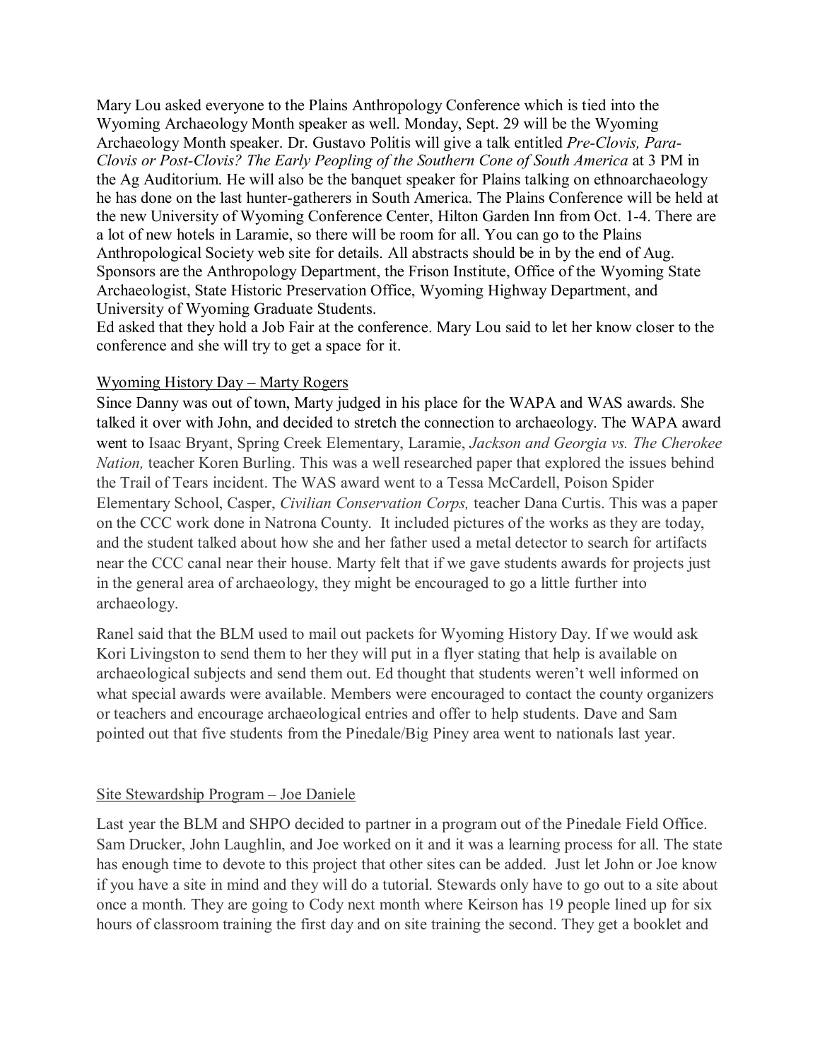Mary Lou asked everyone to the Plains Anthropology Conference which is tied into the Wyoming Archaeology Month speaker as well. Monday, Sept. 29 will be the Wyoming Archaeology Month speaker. Dr. Gustavo Politis will give a talk entitled *Pre-Clovis, Para-Clovis or Post-Clovis? The Early Peopling of the Southern Cone of South America* at 3 PM in the Ag Auditorium. He will also be the banquet speaker for Plains talking on ethnoarchaeology he has done on the last hunter-gatherers in South America. The Plains Conference will be held at the new University of Wyoming Conference Center, Hilton Garden Inn from Oct. 1-4. There are a lot of new hotels in Laramie, so there will be room for all. You can go to the Plains Anthropological Society web site for details. All abstracts should be in by the end of Aug. Sponsors are the Anthropology Department, the Frison Institute, Office of the Wyoming State Archaeologist, State Historic Preservation Office, Wyoming Highway Department, and University of Wyoming Graduate Students.

Ed asked that they hold a Job Fair at the conference. Mary Lou said to let her know closer to the conference and she will try to get a space for it.

Wyoming History Day – Marty Rogers

Since Danny was out of town, Marty judged in his place for the WAPA and WAS awards. She talked it over with John, and decided to stretch the connection to archaeology. The WAPA award went to Isaac Bryant, Spring Creek Elementary, Laramie, *Jackson and Georgia vs. The Cherokee Nation,* teacher Koren Burling. This was a well researched paper that explored the issues behind the Trail of Tears incident. The WAS award went to a Tessa McCardell, Poison Spider Elementary School, Casper, *Civilian Conservation Corps,* teacher Dana Curtis. This was a paper on the CCC work done in Natrona County. It included pictures of the works as they are today, and the student talked about how she and her father used a metal detector to search for artifacts near the CCC canal near their house. Marty felt that if we gave students awards for projects just in the general area of archaeology, they might be encouraged to go a little further into archaeology.

Ranel said that the BLM used to mail out packets for Wyoming History Day. If we would ask Kori Livingston to send them to her they will put in a flyer stating that help is available on archaeological subjects and send them out. Ed thought that students weren't well informed on what special awards were available. Members were encouraged to contact the county organizers or teachers and encourage archaeological entries and offer to help students. Dave and Sam pointed out that five students from the Pinedale/Big Piney area went to nationals last year.

Site Stewardship Program – Joe Daniele

Last year the BLM and SHPO decided to partner in a program out of the Pinedale Field Office. Sam Drucker, John Laughlin, and Joe worked on it and it was a learning process for all. The state has enough time to devote to this project that other sites can be added. Just let John or Joe know if you have a site in mind and they will do a tutorial. Stewards only have to go out to a site about once a month. They are going to Cody next month where Keirson has 19 people lined up for six hours of classroom training the first day and on site training the second. They get a booklet and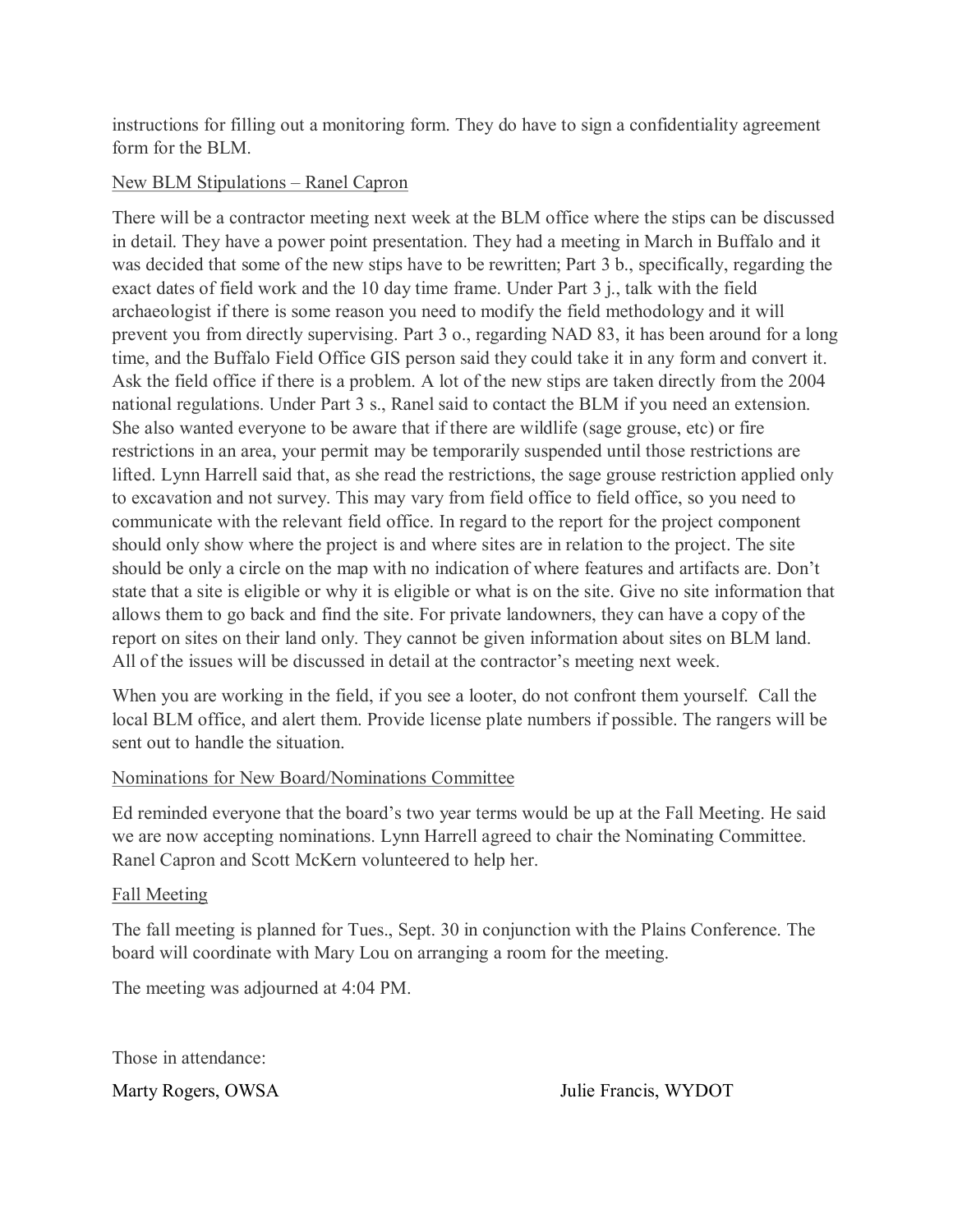instructions for filling out a monitoring form. They do have to sign a confidentiality agreement form for the BLM.

New BLM Stipulations – Ranel Capron

There will be a contractor meeting next week at the BLM office where the stips can be discussed in detail. They have a power point presentation. They had a meeting in March in Buffalo and it was decided that some of the new stips have to be rewritten; Part 3 b., specifically, regarding the exact dates of field work and the 10 day time frame. Under Part 3 j., talk with the field archaeologist if there is some reason you need to modify the field methodology and it will prevent you from directly supervising. Part 3 o., regarding NAD 83, it has been around for a long time, and the Buffalo Field Office GIS person said they could take it in any form and convert it. Ask the field office if there is a problem. A lot of the new stips are taken directly from the 2004 national regulations. Under Part 3 s., Ranel said to contact the BLM if you need an extension. She also wanted everyone to be aware that if there are wildlife (sage grouse, etc) or fire restrictions in an area, your permit may be temporarily suspended until those restrictions are lifted. Lynn Harrell said that, as she read the restrictions, the sage grouse restriction applied only to excavation and not survey. This may vary from field office to field office, so you need to communicate with the relevant field office. In regard to the report for the project component should only show where the project is and where sites are in relation to the project. The site should be only a circle on the map with no indication of where features and artifacts are. Don't state that a site is eligible or why it is eligible or what is on the site. Give no site information that allows them to go back and find the site. For private landowners, they can have a copy of the report on sites on their land only. They cannot be given information about sites on BLM land. All of the issues will be discussed in detail at the contractor's meeting next week.

When you are working in the field, if you see a looter, do not confront them yourself. Call the local BLM office, and alert them. Provide license plate numbers if possible. The rangers will be sent out to handle the situation.

Nominations for New Board/Nominations Committee

Ed reminded everyone that the board's two year terms would be up at the Fall Meeting. He said we are now accepting nominations. Lynn Harrell agreed to chair the Nominating Committee. Ranel Capron and Scott McKern volunteered to help her.

Fall Meeting

The fall meeting is planned for Tues., Sept. 30 in conjunction with the Plains Conference. The board will coordinate with Mary Lou on arranging a room for the meeting.

The meeting was adjourned at 4:04 PM.

Those in attendance:

Marty Rogers, OWSA

Julie Francis, WYDOT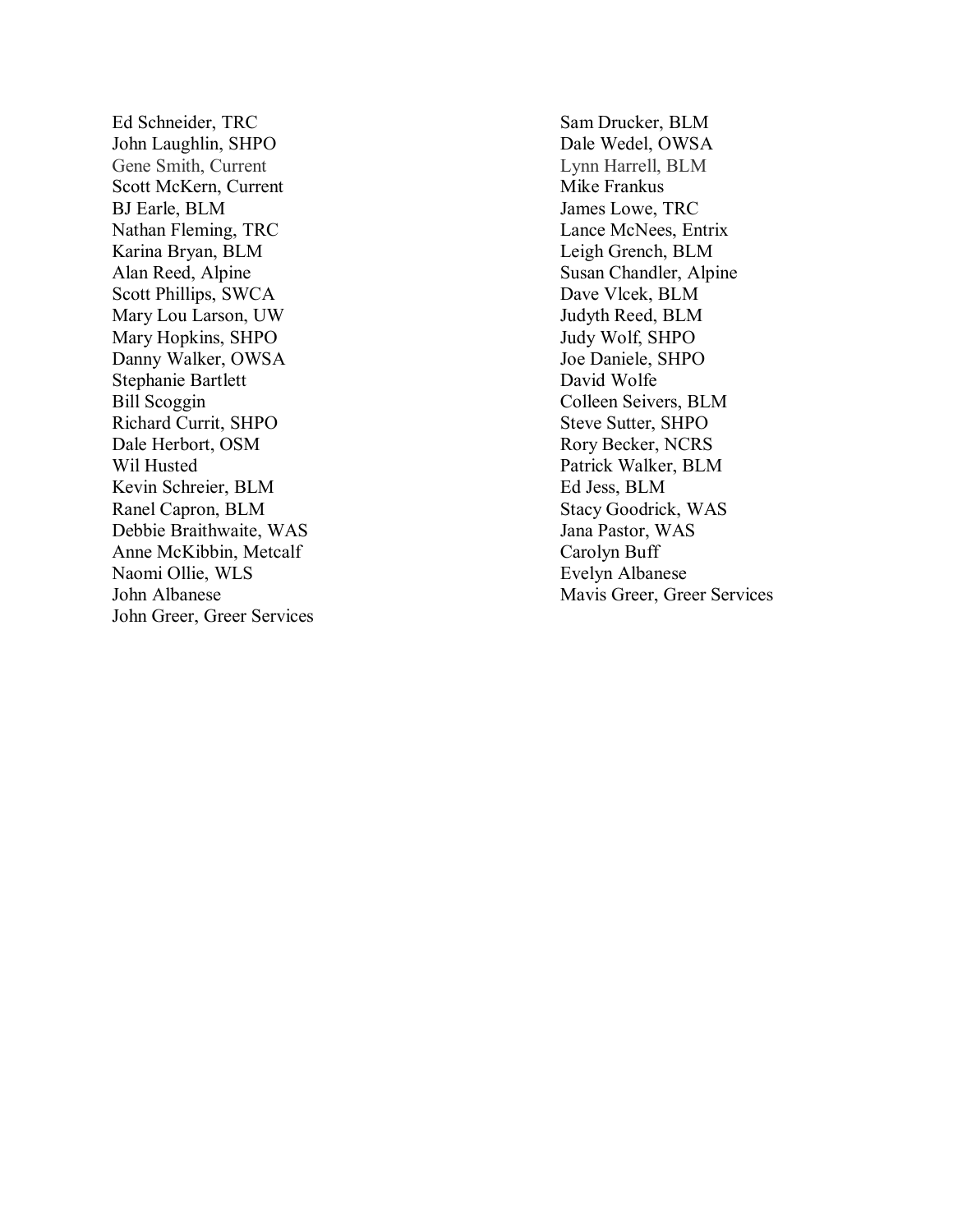Ed Schneider, TRC
John Laughlin, SHPO
Gene Smith, Current
Scott McKern, Current
BJ Earle, BLM
Nathan Fleming, TRC
Karina Bryan, BLM
Alan Reed, Alpine
Scott Phillips, SWCA
Mary Lou Larson, UW
Mary Hopkins, SHPO
Danny Walker, OWSA
Stephanie Bartlett
Bill Scoggin
Richard Currit, SHPO
Dale Herbort, OSM
Wil Husted
Kevin Schreier, BLM
Ranel Capron, BLM
Debbie Braithwaite, WAS
Anne McKibbin, Metcalf
Naomi Ollie, WLS
John Albanese
John Greer, Greer Services

Sam Drucker, BLM
Dale Wedel, OWSA
Lynn Harrell, BLM
Mike Frankus
James Lowe, TRC
Lance McNees, Entrix
Leigh Grench, BLM
Susan Chandler, Alpine
Dave Vlcek, BLM
Judyth Reed, BLM
Judy Wolf, SHPO
Joe Daniele, SHPO
David Wolfe
Colleen Seivers, BLM
Steve Sutter, SHPO
Rory Becker, NCRS
Patrick Walker, BLM
Ed Jess, BLM
Stacy Goodrick, WAS
Jana Pastor, WAS
Carolyn Buff
Evelyn Albanese
Mavis Greer, Greer Services